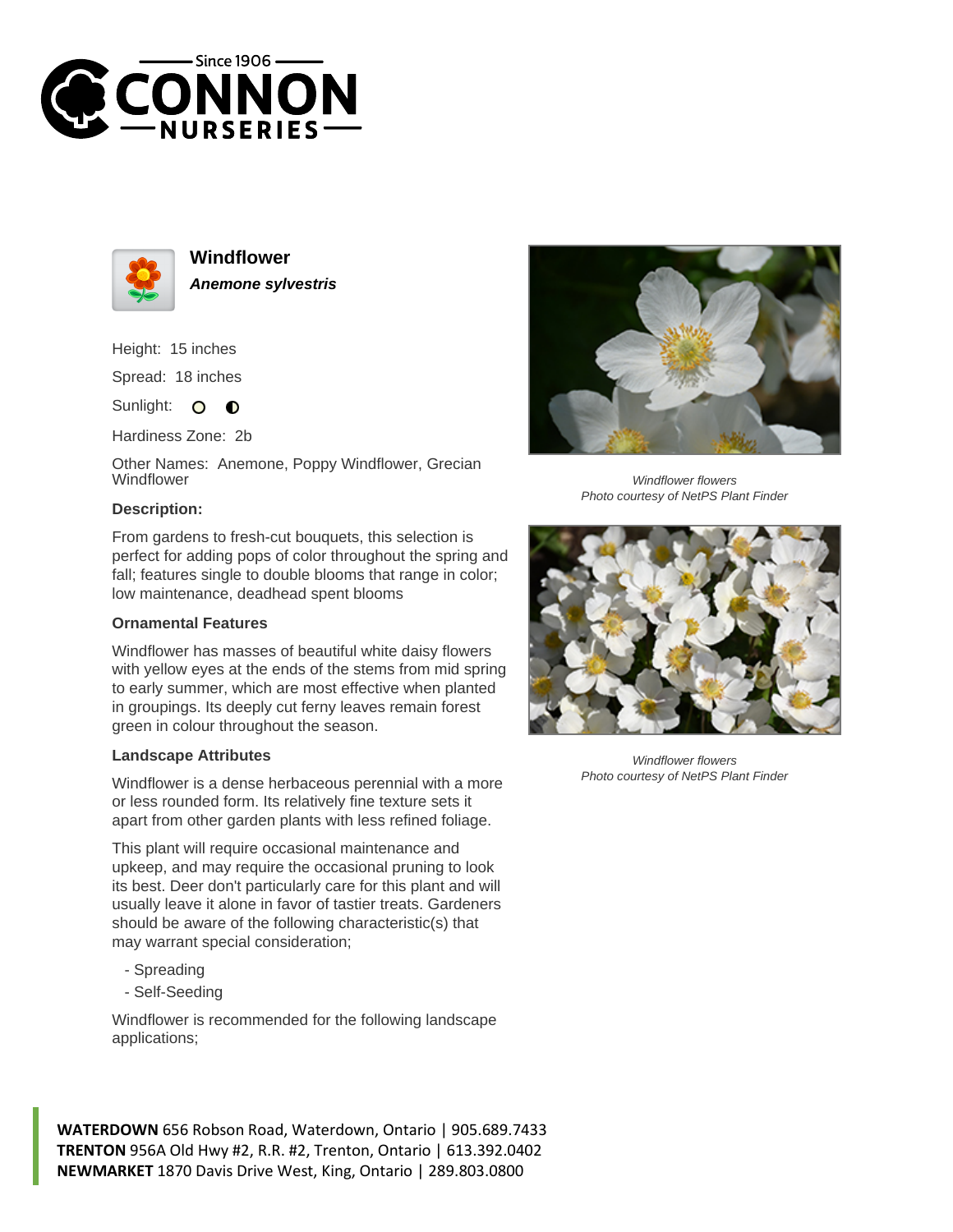# Windflower

***Anemone sylvestris***

Height: 15 inches

Spread: 18 inches

Sunlight:

Hardiness Zone: 2b

Other Names: Anemone, Poppy Windflower, Grecian Windflower

### Description:

From gardens to fresh-cut bouquets, this selection is perfect for adding pops of color throughout the spring and fall; features single to double blooms that range in color; low maintenance, deadhead spent blooms

### Ornamental Features

Windflower has masses of beautiful white daisy flowers with yellow eyes at the ends of the stems from mid spring to early summer, which are most effective when planted in groupings. Its deeply cut ferny leaves remain forest green in colour throughout the season.

### Landscape Attributes

Windflower is a dense herbaceous perennial with a more or less rounded form. Its relatively fine texture sets it apart from other garden plants with less refined foliage.

This plant will require occasional maintenance and upkeep, and may require the occasional pruning to look its best. Deer don't particularly care for this plant and will usually leave it alone in favor of tastier treats. Gardeners should be aware of the following characteristic(s) that may warrant special consideration;

- Spreading
- Self-Seeding

Windflower is recommended for the following landscape applications;

*Windflower flowers*
*Photo courtesy of NetPS Plant Finder*

*Windflower flowers*
*Photo courtesy of NetPS Plant Finder*

**WATERDOWN** 656 Robson Road, Waterdown, Ontario | 905.689.7433
**TRENTON** 956A Old Hwy #2, R.R. #2, Trenton, Ontario | 613.392.0402
**NEWMARKET** 1870 Davis Drive West, King, Ontario | 289.803.0800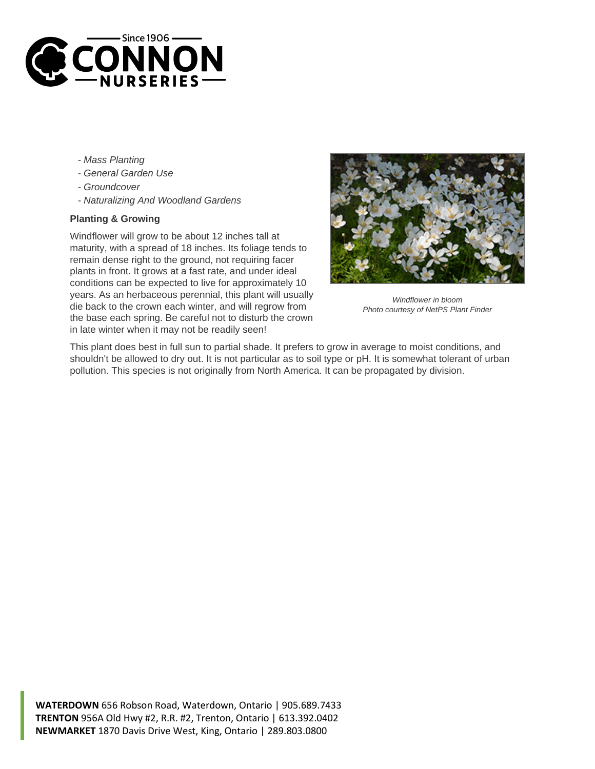- *Mass Planting*
- *General Garden Use*
- *Groundcover*
- *Naturalizing And Woodland Gardens*

**Planting & Growing**

Windflower will grow to be about 12 inches tall at maturity, with a spread of 18 inches. Its foliage tends to remain dense right to the ground, not requiring facer plants in front. It grows at a fast rate, and under ideal conditions can be expected to live for approximately 10 years. As an herbaceous perennial, this plant will usually die back to the crown each winter, and will regrow from the base each spring. Be careful not to disturb the crown in late winter when it may not be readily seen!

*Windflower in bloom*
*Photo courtesy of NetPS Plant Finder*

This plant does best in full sun to partial shade. It prefers to grow in average to moist conditions, and shouldn't be allowed to dry out. It is not particular as to soil type or pH. It is somewhat tolerant of urban pollution. This species is not originally from North America. It can be propagated by division.

**WATERDOWN** 656 Robson Road, Waterdown, Ontario | 905.689.7433
**TRENTON** 956A Old Hwy #2, R.R. #2, Trenton, Ontario | 613.392.0402
**NEWMARKET** 1870 Davis Drive West, King, Ontario | 289.803.0800